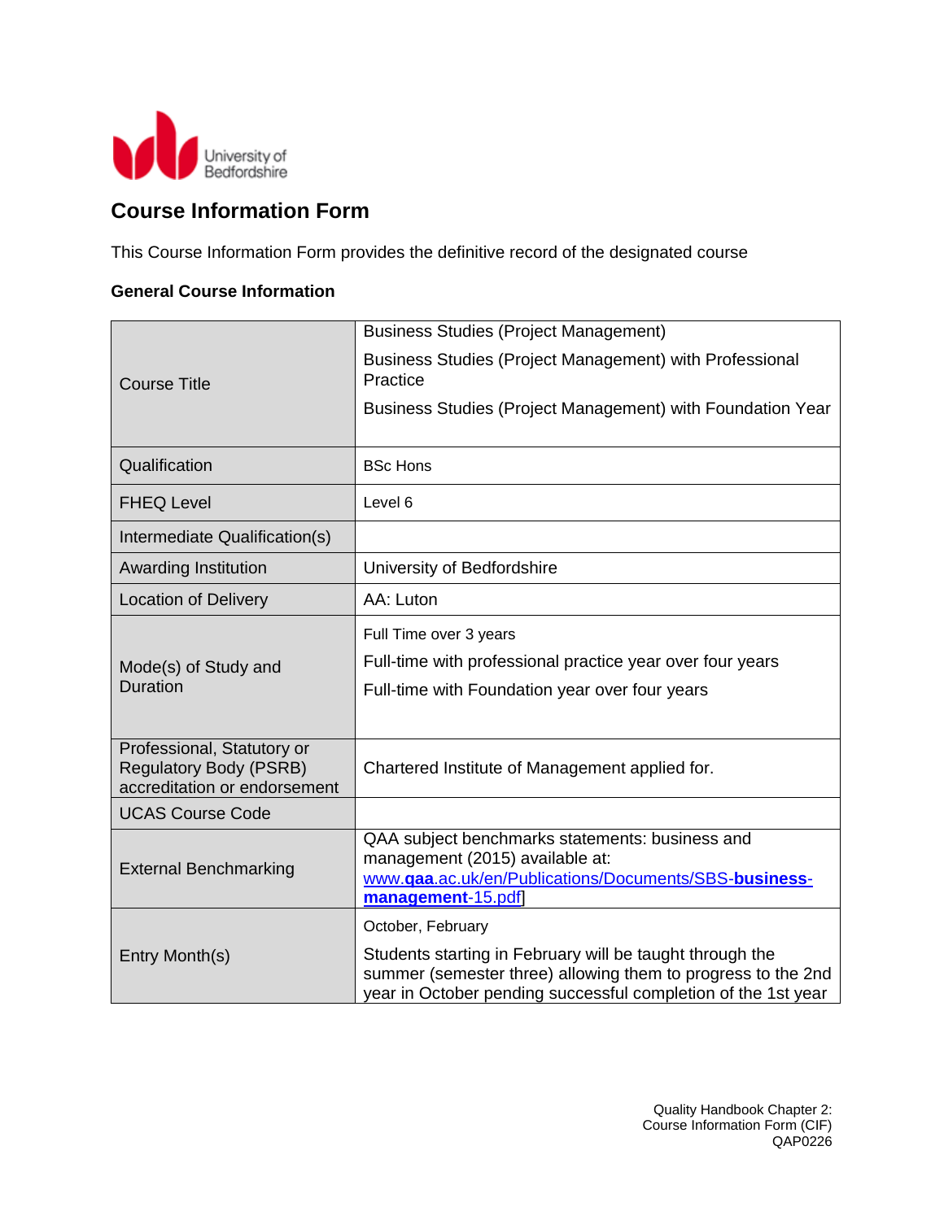# Course Information Form

This Course Information Form provides the definitive record of the designated course

### General Course Information

| | |
|---|---|
| Course Title | Business Studies (Project Management)<br>Business Studies (Project Management) with Professional Practice<br>Business Studies (Project Management) with Foundation Year |
| Qualification | BSc Hons |
| FHEQ Level | Level 6 |
| Intermediate Qualification(s) | |
| Awarding Institution | University of Bedfordshire |
| Location of Delivery | AA: Luton |
| Mode(s) of Study and Duration | Full Time over 3 years<br>Full-time with professional practice year over four years<br>Full-time with Foundation year over four years |
| Professional, Statutory or Regulatory Body (PSRB) accreditation or endorsement | Chartered Institute of Management applied for. |
| UCAS Course Code | |
| External Benchmarking | QAA subject benchmarks statements: business and management (2015) available at: www.**qaa**.ac.uk/en/Publications/Documents/SBS-**business**-**management**-15.pdf] |
| Entry Month(s) | October, February<br>Students starting in February will be taught through the summer (semester three) allowing them to progress to the 2nd year in October pending successful completion of the 1st year |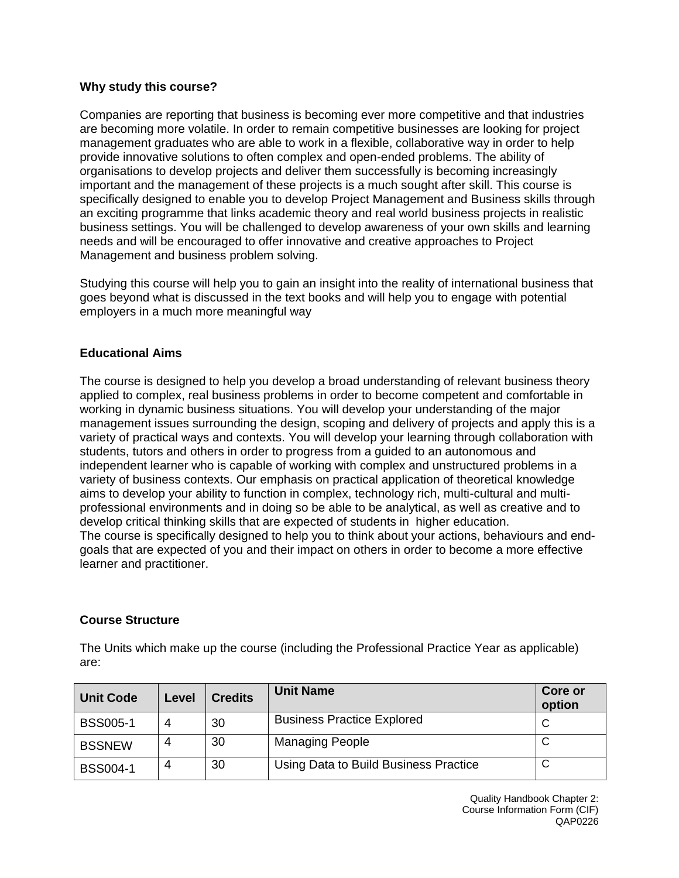**Why study this course?**

Companies are reporting that business is becoming ever more competitive and that industries are becoming more volatile. In order to remain competitive businesses are looking for project management graduates who are able to work in a flexible, collaborative way in order to help provide innovative solutions to often complex and open-ended problems. The ability of organisations to develop projects and deliver them successfully is becoming increasingly important and the management of these projects is a much sought after skill. This course is specifically designed to enable you to develop Project Management and Business skills through an exciting programme that links academic theory and real world business projects in realistic business settings. You will be challenged to develop awareness of your own skills and learning needs and will be encouraged to offer innovative and creative approaches to Project Management and business problem solving.

Studying this course will help you to gain an insight into the reality of international business that goes beyond what is discussed in the text books and will help you to engage with potential employers in a much more meaningful way

**Educational Aims**

The course is designed to help you develop a broad understanding of relevant business theory applied to complex, real business problems in order to become competent and comfortable in working in dynamic business situations. You will develop your understanding of the major management issues surrounding the design, scoping and delivery of projects and apply this is a variety of practical ways and contexts. You will develop your learning through collaboration with students, tutors and others in order to progress from a guided to an autonomous and independent learner who is capable of working with complex and unstructured problems in a variety of business contexts. Our emphasis on practical application of theoretical knowledge aims to develop your ability to function in complex, technology rich, multi-cultural and multi-professional environments and in doing so be able to be analytical, as well as creative and to develop critical thinking skills that are expected of students in higher education.
The course is specifically designed to help you to think about your actions, behaviours and end-goals that are expected of you and their impact on others in order to become a more effective learner and practitioner.

**Course Structure**

The Units which make up the course (including the Professional Practice Year as applicable) are:

| Unit Code | Level | Credits | Unit Name | Core or option |
|---|---|---|---|---|
| BSS005-1 | 4 | 30 | Business Practice Explored | C |
| BSSNEW | 4 | 30 | Managing People | C |
| BSS004-1 | 4 | 30 | Using Data to Build Business Practice | C |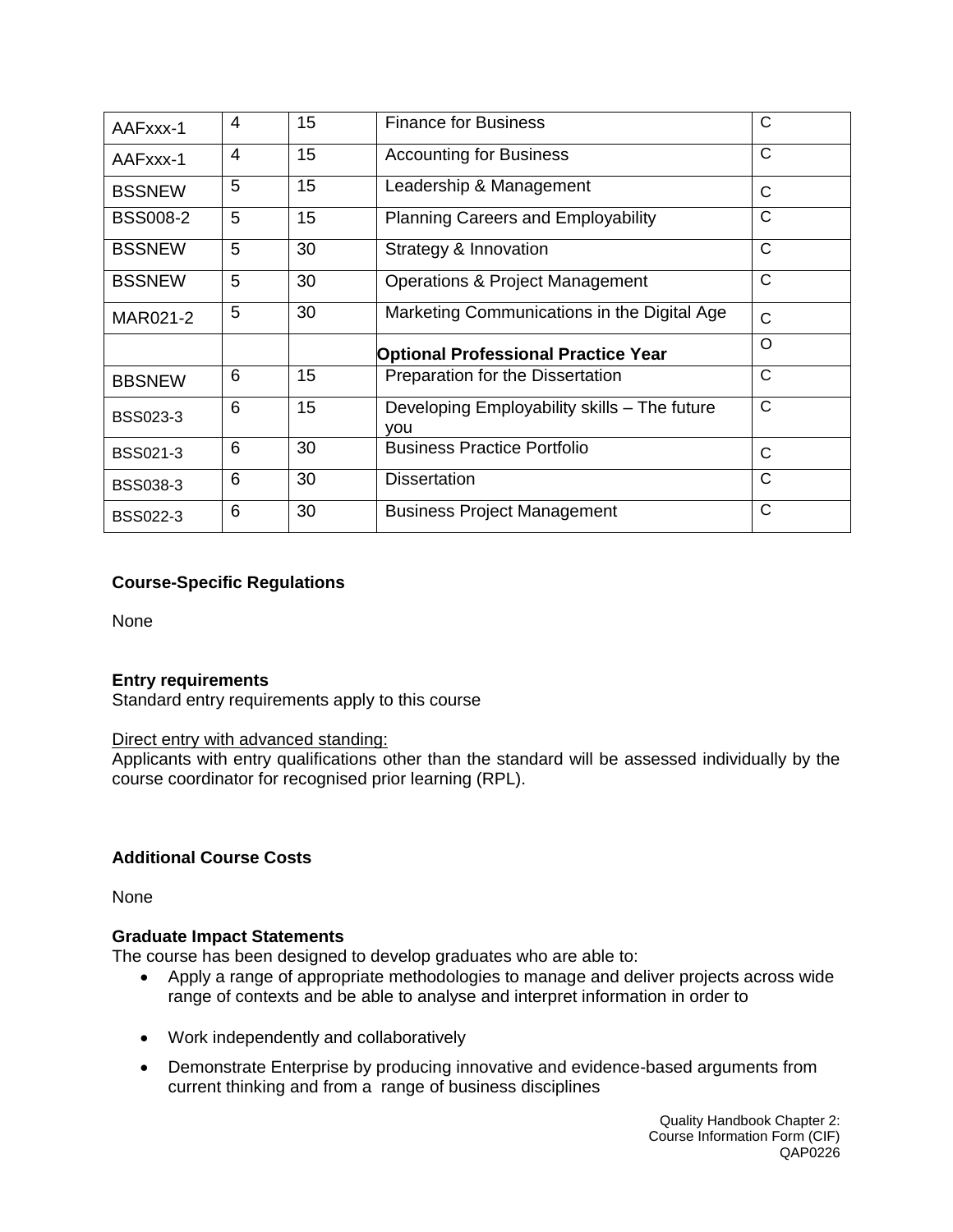| AAFxxx-1 | 4 | 15 | Finance for Business | C |
|---|---|---|---|---|
| AAFxxx-1 | 4 | 15 | Accounting for Business | C |
| BSSNEW | 5 | 15 | Leadership & Management | C |
| BSS008-2 | 5 | 15 | Planning Careers and Employability | C |
| BSSNEW | 5 | 30 | Strategy & Innovation | C |
| BSSNEW | 5 | 30 | Operations & Project Management | C |
| MAR021-2 | 5 | 30 | Marketing Communications in the Digital Age | C |
| | | | **Optional Professional Practice Year** | O |
| BBSNEW | 6 | 15 | Preparation for the Dissertation | C |
| BSS023-3 | 6 | 15 | Developing Employability skills – The future you | C |
| BSS021-3 | 6 | 30 | Business Practice Portfolio | C |
| BSS038-3 | 6 | 30 | Dissertation | C |
| BSS022-3 | 6 | 30 | Business Project Management | C |

**Course-Specific Regulations**

None

**Entry requirements**

Standard entry requirements apply to this course

Direct entry with advanced standing:

Applicants with entry qualifications other than the standard will be assessed individually by the course coordinator for recognised prior learning (RPL).

**Additional Course Costs**

None

**Graduate Impact Statements**

The course has been designed to develop graduates who are able to:

- Apply a range of appropriate methodologies to manage and deliver projects across wide range of contexts and be able to analyse and interpret information in order to
- Work independently and collaboratively
- Demonstrate Enterprise by producing innovative and evidence-based arguments from current thinking and from a range of business disciplines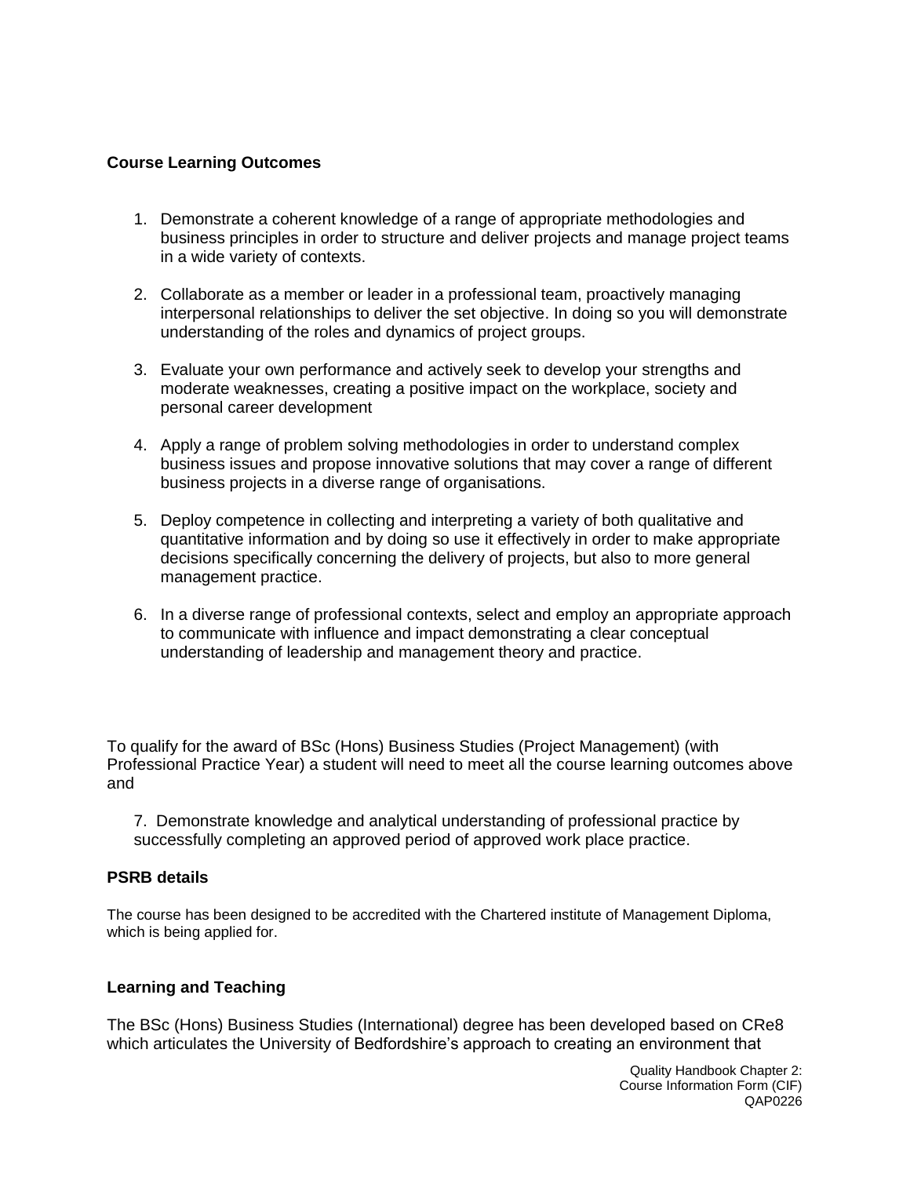**Course Learning Outcomes**

1. Demonstrate a coherent knowledge of a range of appropriate methodologies and business principles in order to structure and deliver projects and manage project teams in a wide variety of contexts.

2. Collaborate as a member or leader in a professional team, proactively managing interpersonal relationships to deliver the set objective. In doing so you will demonstrate understanding of the roles and dynamics of project groups.

3. Evaluate your own performance and actively seek to develop your strengths and moderate weaknesses, creating a positive impact on the workplace, society and personal career development

4. Apply a range of problem solving methodologies in order to understand complex business issues and propose innovative solutions that may cover a range of different business projects in a diverse range of organisations.

5. Deploy competence in collecting and interpreting a variety of both qualitative and quantitative information and by doing so use it effectively in order to make appropriate decisions specifically concerning the delivery of projects, but also to more general management practice.

6. In a diverse range of professional contexts, select and employ an appropriate approach to communicate with influence and impact demonstrating a clear conceptual understanding of leadership and management theory and practice.

To qualify for the award of BSc (Hons) Business Studies (Project Management) (with Professional Practice Year) a student will need to meet all the course learning outcomes above and

7. Demonstrate knowledge and analytical understanding of professional practice by successfully completing an approved period of approved work place practice.

**PSRB details**

The course has been designed to be accredited with the Chartered institute of Management Diploma, which is being applied for.

**Learning and Teaching**

The BSc (Hons) Business Studies (International) degree has been developed based on CRe8 which articulates the University of Bedfordshire's approach to creating an environment that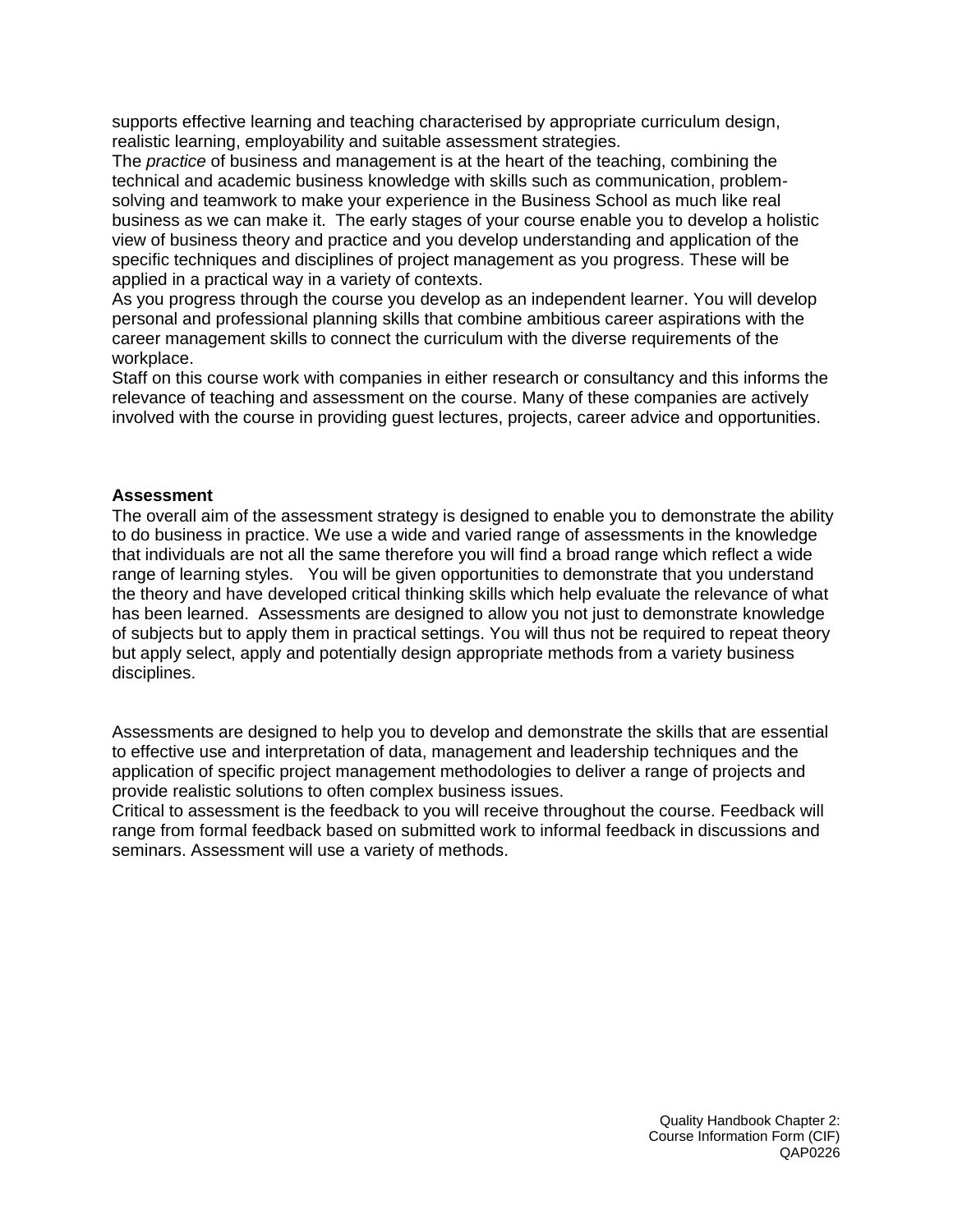supports effective learning and teaching characterised by appropriate curriculum design, realistic learning, employability and suitable assessment strategies.

The *practice* of business and management is at the heart of the teaching, combining the technical and academic business knowledge with skills such as communication, problem-solving and teamwork to make your experience in the Business School as much like real business as we can make it. The early stages of your course enable you to develop a holistic view of business theory and practice and you develop understanding and application of the specific techniques and disciplines of project management as you progress. These will be applied in a practical way in a variety of contexts.

As you progress through the course you develop as an independent learner. You will develop personal and professional planning skills that combine ambitious career aspirations with the career management skills to connect the curriculum with the diverse requirements of the workplace.

Staff on this course work with companies in either research or consultancy and this informs the relevance of teaching and assessment on the course. Many of these companies are actively involved with the course in providing guest lectures, projects, career advice and opportunities.

**Assessment**

The overall aim of the assessment strategy is designed to enable you to demonstrate the ability to do business in practice. We use a wide and varied range of assessments in the knowledge that individuals are not all the same therefore you will find a broad range which reflect a wide range of learning styles. You will be given opportunities to demonstrate that you understand the theory and have developed critical thinking skills which help evaluate the relevance of what has been learned. Assessments are designed to allow you not just to demonstrate knowledge of subjects but to apply them in practical settings. You will thus not be required to repeat theory but apply select, apply and potentially design appropriate methods from a variety business disciplines.

Assessments are designed to help you to develop and demonstrate the skills that are essential to effective use and interpretation of data, management and leadership techniques and the application of specific project management methodologies to deliver a range of projects and provide realistic solutions to often complex business issues.

Critical to assessment is the feedback to you will receive throughout the course. Feedback will range from formal feedback based on submitted work to informal feedback in discussions and seminars. Assessment will use a variety of methods.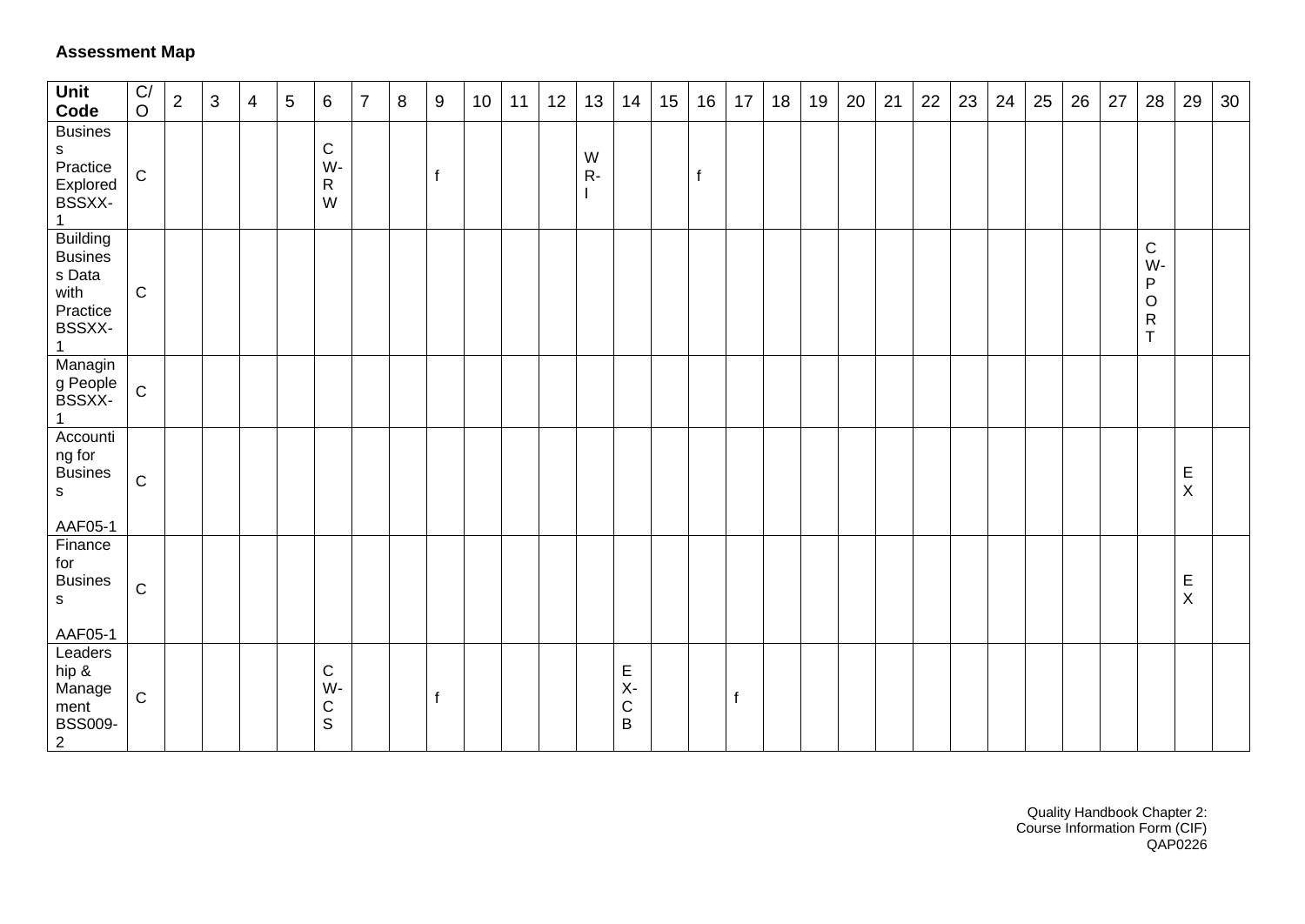**Assessment Map**

| Unit Code | C/O | 2 | 3 | 4 | 5 | 6 | 7 | 8 | 9 | 10 | 11 | 12 | 13 | 14 | 15 | 16 | 17 | 18 | 19 | 20 | 21 | 22 | 23 | 24 | 25 | 26 | 27 | 28 | 29 | 30 |
|---|---|---|---|---|---|---|---|---|---|---|---|---|---|---|---|---|---|---|---|---|---|---|---|---|---|---|---|---|---|---|
| Business Practice Explored BSSXX-1 | C | | | | | CW-RW | | | f | | | | WR-I | | | f | | | | | | | | | | | | | | |
| Building Business Data with Practice BSSXX-1 | C | | | | | | | | | | | | | | | | | | | | | | | | | | | CW-PORT | | |
| Managing People BSSXX-1 | C | | | | | | | | | | | | | | | | | | | | | | | | | | | | | |
| Accounting for Business AAF05-1 | C | | | | | | | | | | | | | | | | | | | | | | | | | | | | EX | |
| Finance for Business AAF05-1 | C | | | | | | | | | | | | | | | | | | | | | | | | | | | | EX | |
| Leadership & Management BSS009-2 | C | | | | | CW-CS | | | f | | | | | EX-CB | | | f | | | | | | | | | | | | | |

Quality Handbook Chapter 2: Course Information Form (CIF) QAP0226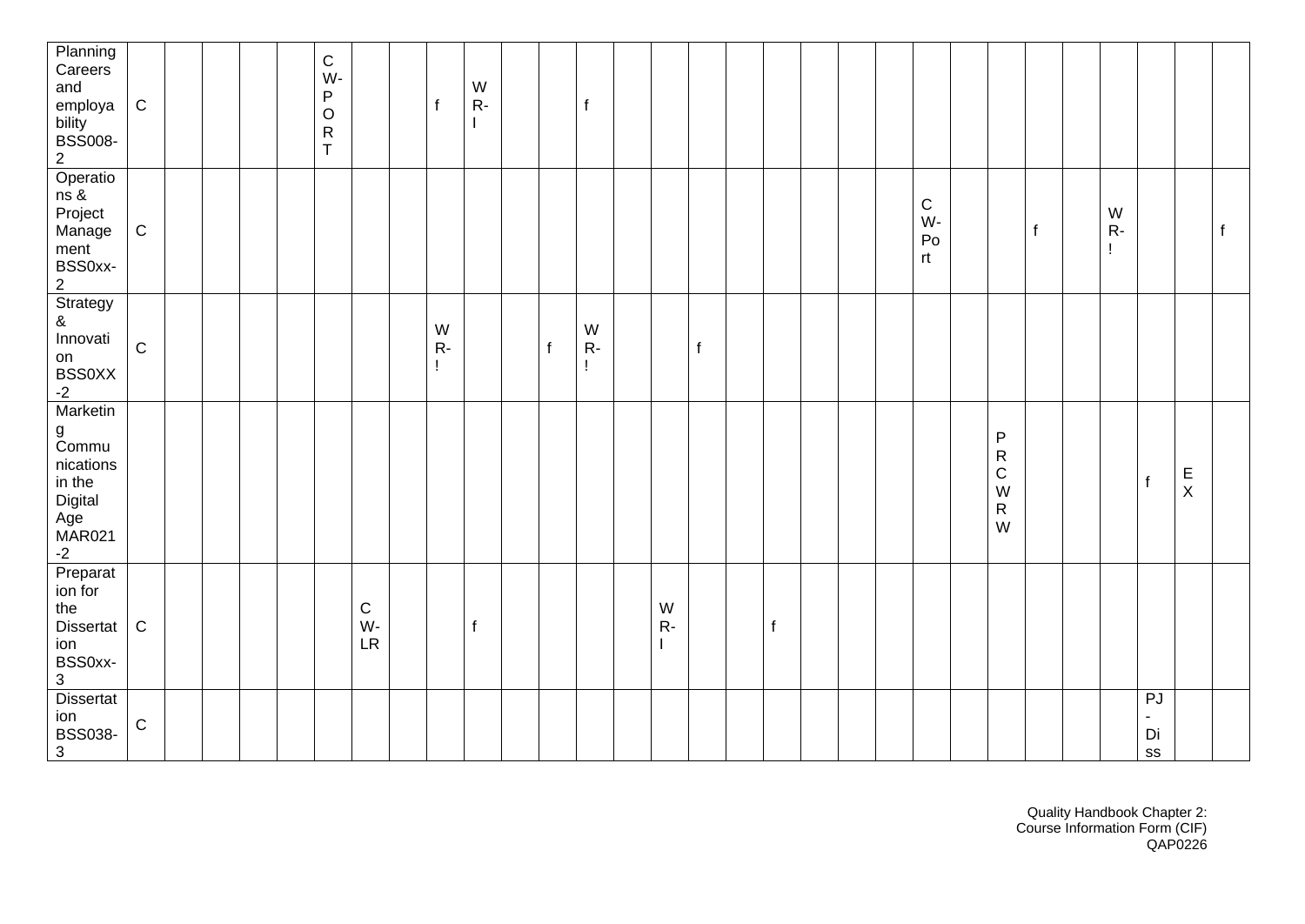| | | | | | | | | | | | | | | | | | | | | | | | | | | | | | | |
|---|---|---|---|---|---|---|---|---|---|---|---|---|---|---|---|---|---|---|---|---|---|---|---|---|---|---|---|---|---|---|
| Planning Careers and employability BSS008-2 | C | | | | | CW-PORT | | | f | WR-I | | | f | | | | | | | | | | | | | | | | | |
| Operations & Project Management BSS0xx-2 | C | | | | | | | | | | | | | | | | | | | | | CW-Port | | | f | | WR-! | | | f |
| Strategy & Innovation BSS0XX-2 | C | | | | | | | | WR-! | | | f | WR-! | | | f | | | | | | | | | | | | | | |
| Marketing Communications in the Digital Age MAR021-2 | | | | | | | | | | | | | | | | | | | | | | | | PRCWRW | | | | f | EX | |
| Preparation for the Dissertation BSS0xx-3 | C | | | | | | CW-LR | | | f | | | | | WR-I | | | f | | | | | | | | | | | | |
| Dissertation BSS038-3 | C | | | | | | | | | | | | | | | | | | | | | | | | | | | PJ-Diss | | |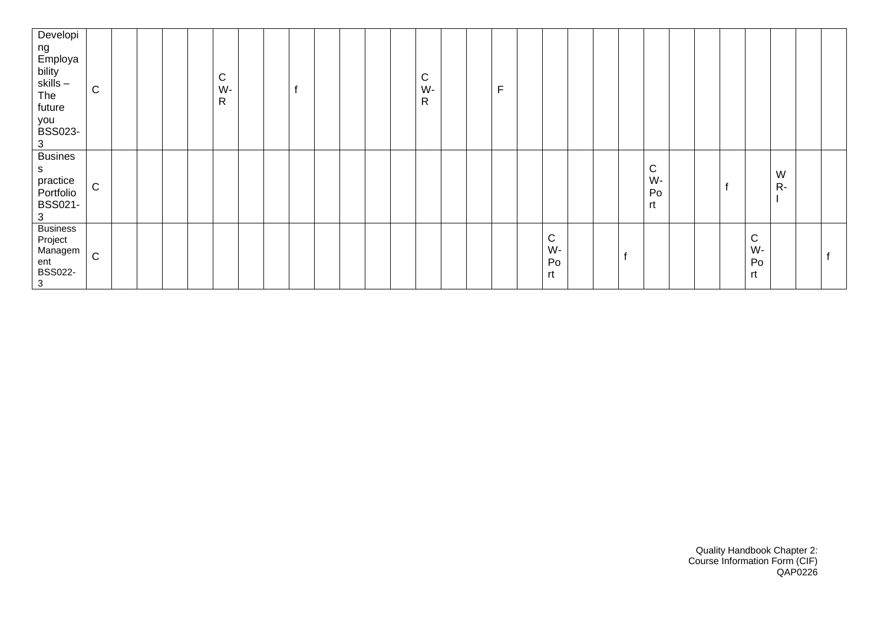| Developing Employability skills – The future you BSS023-3 | C | | | | | CW-R | | | f | | | | | CW-R | | | F | | | | | | | | | | | | | |
|---|---|---|---|---|---|---|---|---|---|---|---|---|---|---|---|---|---|---|---|---|---|---|---|---|---|---|---|---|---|---|
| Business practice Portfolio BSS021-3 | C | | | | | | | | | | | | | | | | | | | | | | CW-Port | | | f | | WR-I | | |
| Business Project Management BSS022-3 | C | | | | | | | | | | | | | | | | | | CW-Port | | | f | | | | | CW-Port | | | f |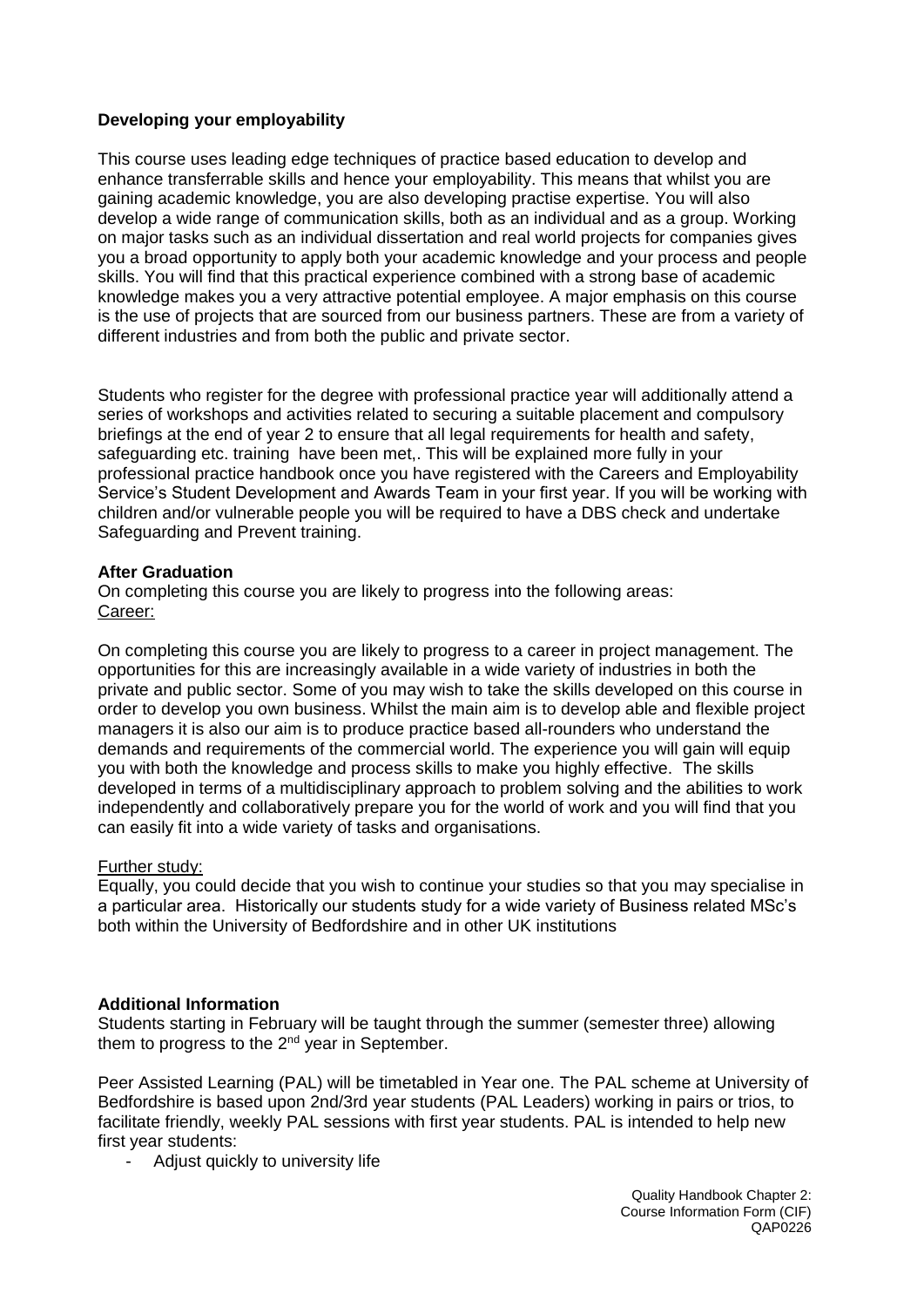**Developing your employability**

This course uses leading edge techniques of practice based education to develop and enhance transferrable skills and hence your employability. This means that whilst you are gaining academic knowledge, you are also developing practise expertise. You will also develop a wide range of communication skills, both as an individual and as a group. Working on major tasks such as an individual dissertation and real world projects for companies gives you a broad opportunity to apply both your academic knowledge and your process and people skills. You will find that this practical experience combined with a strong base of academic knowledge makes you a very attractive potential employee. A major emphasis on this course is the use of projects that are sourced from our business partners. These are from a variety of different industries and from both the public and private sector.

Students who register for the degree with professional practice year will additionally attend a series of workshops and activities related to securing a suitable placement and compulsory briefings at the end of year 2 to ensure that all legal requirements for health and safety, safeguarding etc. training have been met,. This will be explained more fully in your professional practice handbook once you have registered with the Careers and Employability Service's Student Development and Awards Team in your first year. If you will be working with children and/or vulnerable people you will be required to have a DBS check and undertake Safeguarding and Prevent training.

**After Graduation**

On completing this course you are likely to progress into the following areas:

Career:

On completing this course you are likely to progress to a career in project management. The opportunities for this are increasingly available in a wide variety of industries in both the private and public sector. Some of you may wish to take the skills developed on this course in order to develop you own business. Whilst the main aim is to develop able and flexible project managers it is also our aim is to produce practice based all-rounders who understand the demands and requirements of the commercial world. The experience you will gain will equip you with both the knowledge and process skills to make you highly effective. The skills developed in terms of a multidisciplinary approach to problem solving and the abilities to work independently and collaboratively prepare you for the world of work and you will find that you can easily fit into a wide variety of tasks and organisations.

Further study:

Equally, you could decide that you wish to continue your studies so that you may specialise in a particular area. Historically our students study for a wide variety of Business related MSc's both within the University of Bedfordshire and in other UK institutions

**Additional Information**

Students starting in February will be taught through the summer (semester three) allowing them to progress to the 2nd year in September.

Peer Assisted Learning (PAL) will be timetabled in Year one. The PAL scheme at University of Bedfordshire is based upon 2nd/3rd year students (PAL Leaders) working in pairs or trios, to facilitate friendly, weekly PAL sessions with first year students. PAL is intended to help new first year students:

- Adjust quickly to university life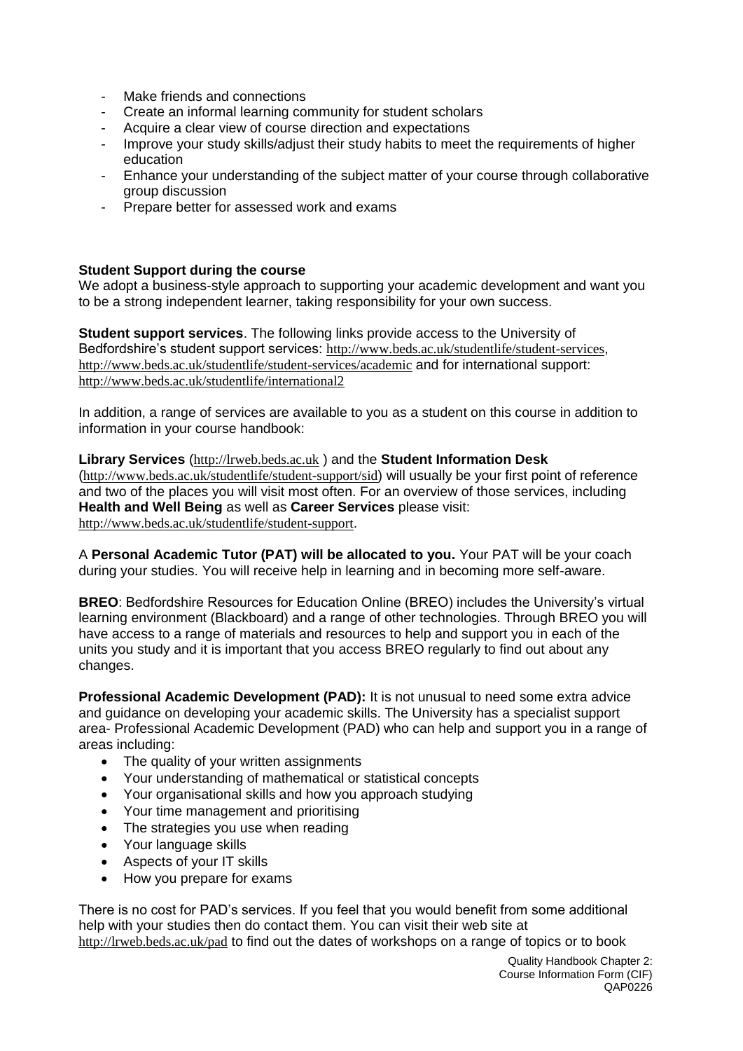- Make friends and connections
- Create an informal learning community for student scholars
- Acquire a clear view of course direction and expectations
- Improve your study skills/adjust their study habits to meet the requirements of higher education
- Enhance your understanding of the subject matter of your course through collaborative group discussion
- Prepare better for assessed work and exams

**Student Support during the course**

We adopt a business-style approach to supporting your academic development and want you to be a strong independent learner, taking responsibility for your own success.

**Student support services**. The following links provide access to the University of Bedfordshire's student support services: http://www.beds.ac.uk/studentlife/student-services, http://www.beds.ac.uk/studentlife/student-services/academic and for international support: http://www.beds.ac.uk/studentlife/international2

In addition, a range of services are available to you as a student on this course in addition to information in your course handbook:

**Library Services** (http://lrweb.beds.ac.uk ) and the **Student Information Desk** (http://www.beds.ac.uk/studentlife/student-support/sid) will usually be your first point of reference and two of the places you will visit most often. For an overview of those services, including **Health and Well Being** as well as **Career Services** please visit: http://www.beds.ac.uk/studentlife/student-support.

A **Personal Academic Tutor (PAT) will be allocated to you.** Your PAT will be your coach during your studies. You will receive help in learning and in becoming more self-aware.

**BREO**: Bedfordshire Resources for Education Online (BREO) includes the University's virtual learning environment (Blackboard) and a range of other technologies. Through BREO you will have access to a range of materials and resources to help and support you in each of the units you study and it is important that you access BREO regularly to find out about any changes.

**Professional Academic Development (PAD):** It is not unusual to need some extra advice and guidance on developing your academic skills. The University has a specialist support area- Professional Academic Development (PAD) who can help and support you in a range of areas including:

- The quality of your written assignments
- Your understanding of mathematical or statistical concepts
- Your organisational skills and how you approach studying
- Your time management and prioritising
- The strategies you use when reading
- Your language skills
- Aspects of your IT skills
- How you prepare for exams

There is no cost for PAD's services. If you feel that you would benefit from some additional help with your studies then do contact them. You can visit their web site at http://lrweb.beds.ac.uk/pad to find out the dates of workshops on a range of topics or to book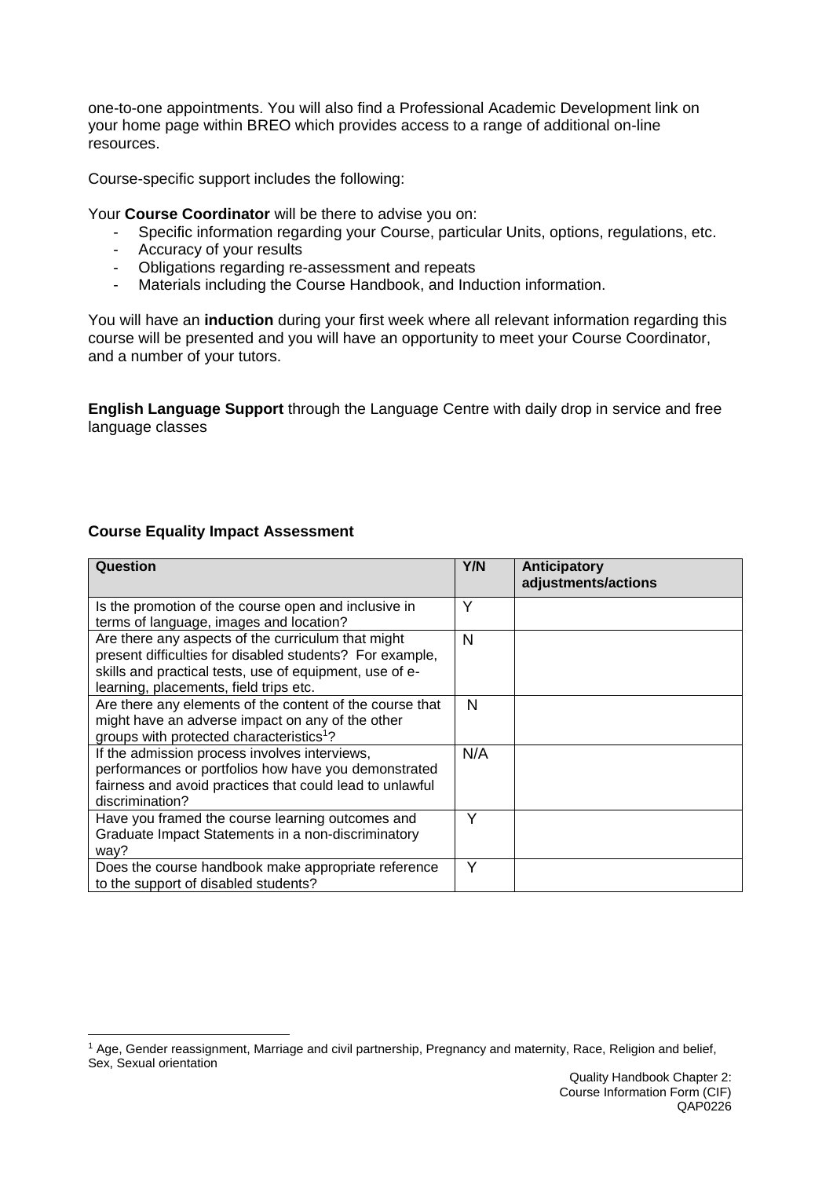one-to-one appointments. You will also find a Professional Academic Development link on your home page within BREO which provides access to a range of additional on-line resources.

Course-specific support includes the following:

Your **Course Coordinator** will be there to advise you on:

- Specific information regarding your Course, particular Units, options, regulations, etc.
- Accuracy of your results
- Obligations regarding re-assessment and repeats
- Materials including the Course Handbook, and Induction information.

You will have an **induction** during your first week where all relevant information regarding this course will be presented and you will have an opportunity to meet your Course Coordinator, and a number of your tutors.

**English Language Support** through the Language Centre with daily drop in service and free language classes

**Course Equality Impact Assessment**

| Question | Y/N | Anticipatory adjustments/actions |
|---|---|---|
| Is the promotion of the course open and inclusive in terms of language, images and location? | Y | |
| Are there any aspects of the curriculum that might present difficulties for disabled students? For example, skills and practical tests, use of equipment, use of e-learning, placements, field trips etc. | N | |
| Are there any elements of the content of the course that might have an adverse impact on any of the other groups with protected characteristics[1]? | N | |
| If the admission process involves interviews, performances or portfolios how have you demonstrated fairness and avoid practices that could lead to unlawful discrimination? | N/A | |
| Have you framed the course learning outcomes and Graduate Impact Statements in a non-discriminatory way? | Y | |
| Does the course handbook make appropriate reference to the support of disabled students? | Y | |

[1] Age, Gender reassignment, Marriage and civil partnership, Pregnancy and maternity, Race, Religion and belief, Sex, Sexual orientation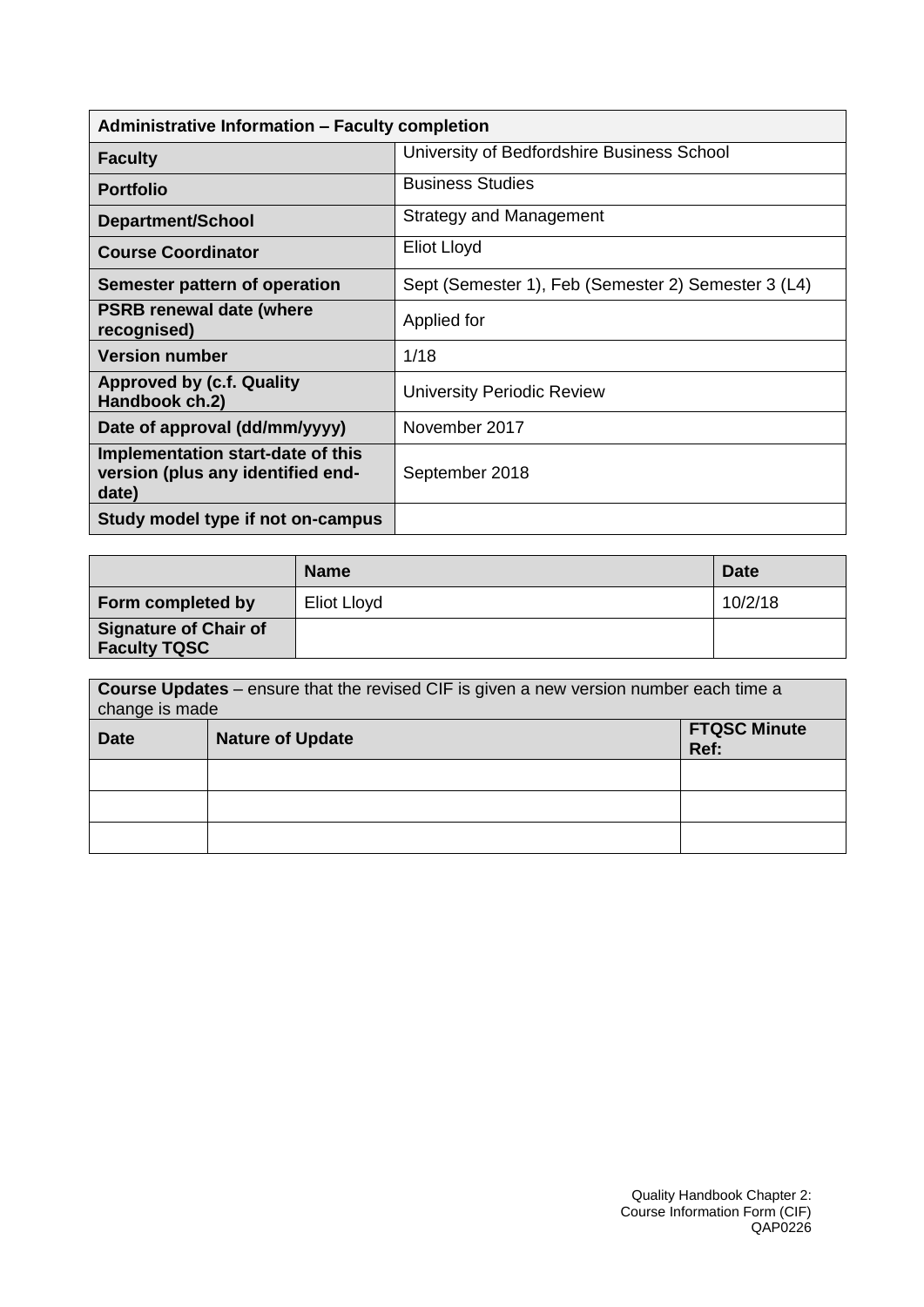| Administrative Information – Faculty completion | |
|---|---|
| **Faculty** | University of Bedfordshire Business School |
| **Portfolio** | Business Studies |
| **Department/School** | Strategy and Management |
| **Course Coordinator** | Eliot Lloyd |
| **Semester pattern of operation** | Sept (Semester 1), Feb (Semester 2) Semester 3 (L4) |
| **PSRB renewal date (where recognised)** | Applied for |
| **Version number** | 1/18 |
| **Approved by (c.f. Quality Handbook ch.2)** | University Periodic Review |
| **Date of approval (dd/mm/yyyy)** | November 2017 |
| **Implementation start-date of this version (plus any identified end-date)** | September 2018 |
| **Study model type if not on-campus** | |

| | Name | Date |
|---|---|---|
| **Form completed by** | Eliot Lloyd | 10/2/18 |
| **Signature of Chair of Faculty TQSC** | | |

| **Course Updates** – ensure that the revised CIF is given a new version number each time a change is made | | |
|---|---|---|
| **Date** | **Nature of Update** | **FTQSC Minute Ref:** |
| | | |
| | | |
| | | |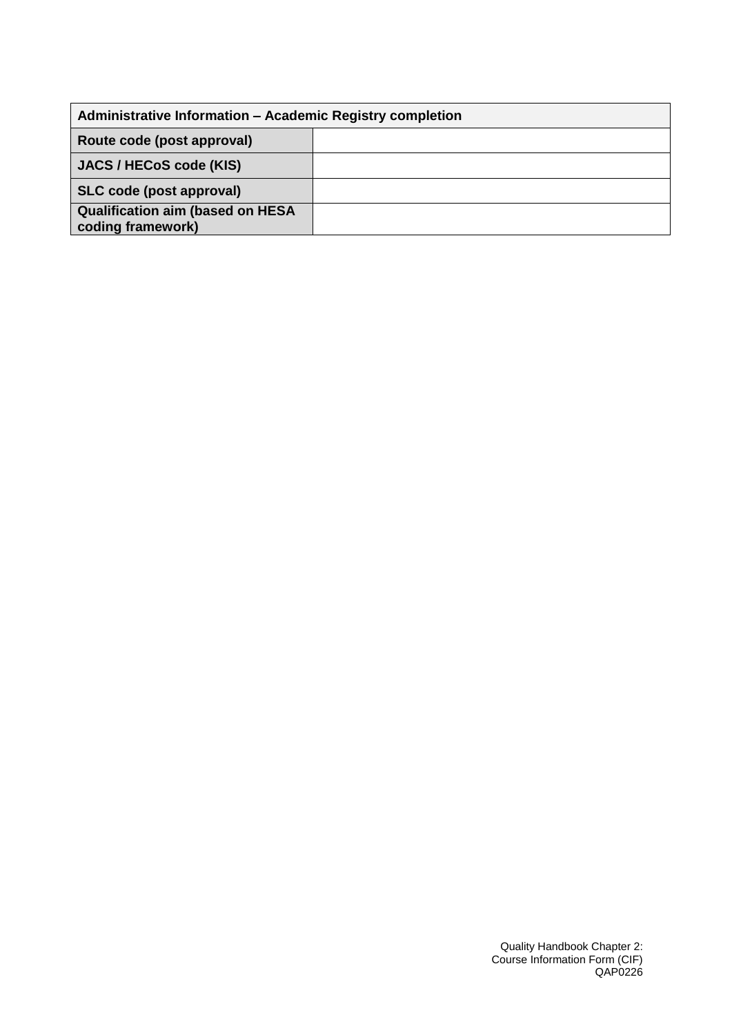| Administrative Information – Academic Registry completion | |
|---|---|
| **Route code (post approval)** | |
| **JACS / HECoS code (KIS)** | |
| **SLC code (post approval)** | |
| **Qualification aim (based on HESA coding framework)** | |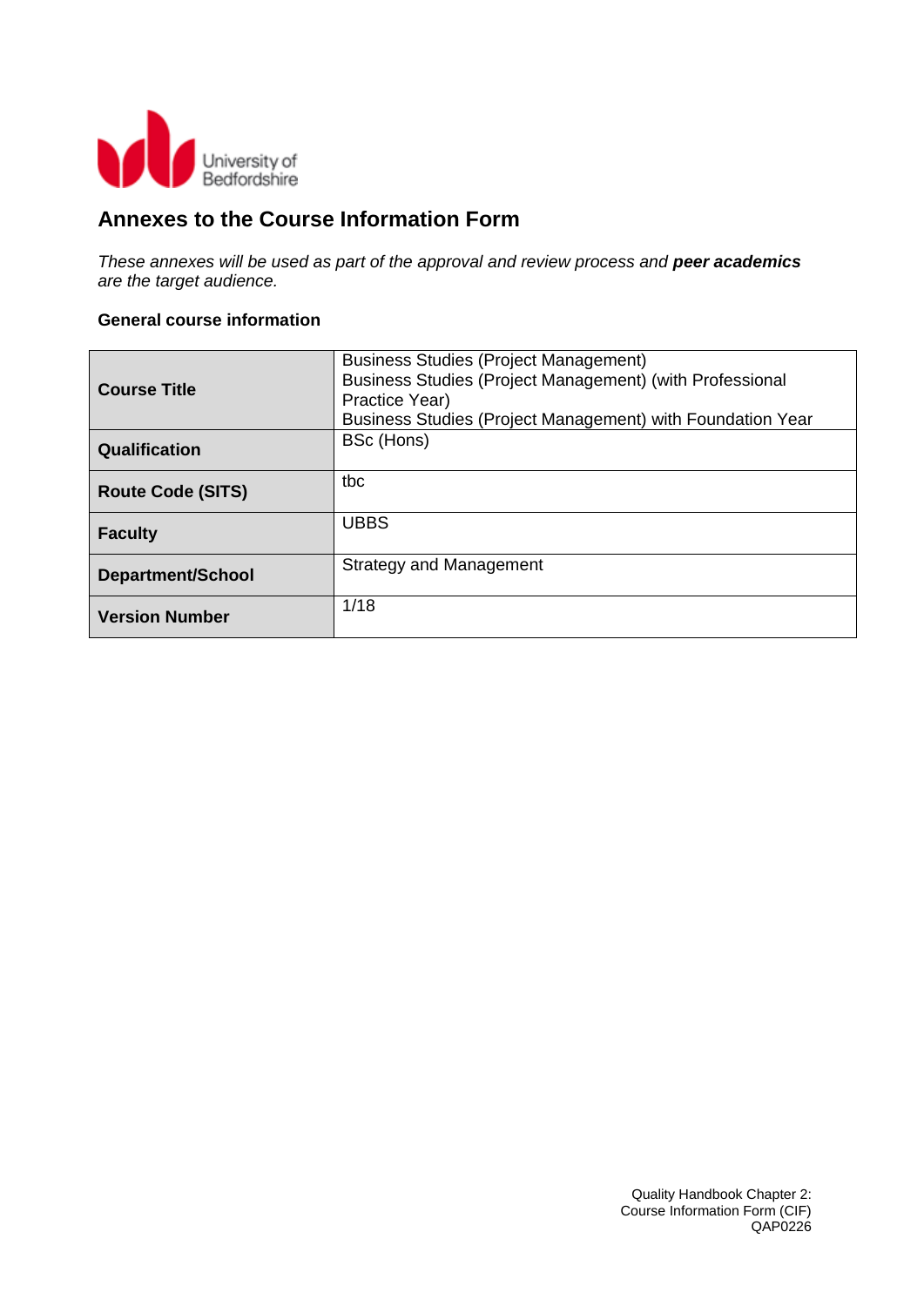## Annexes to the Course Information Form

*These annexes will be used as part of the approval and review process and* ***peer academics*** *are the target audience.*

### General course information

| | |
|---|---|
| **Course Title** | Business Studies (Project Management)<br>Business Studies (Project Management) (with Professional Practice Year)<br>Business Studies (Project Management) with Foundation Year |
| **Qualification** | BSc (Hons) |
| **Route Code (SITS)** | tbc |
| **Faculty** | UBBS |
| **Department/School** | Strategy and Management |
| **Version Number** | 1/18 |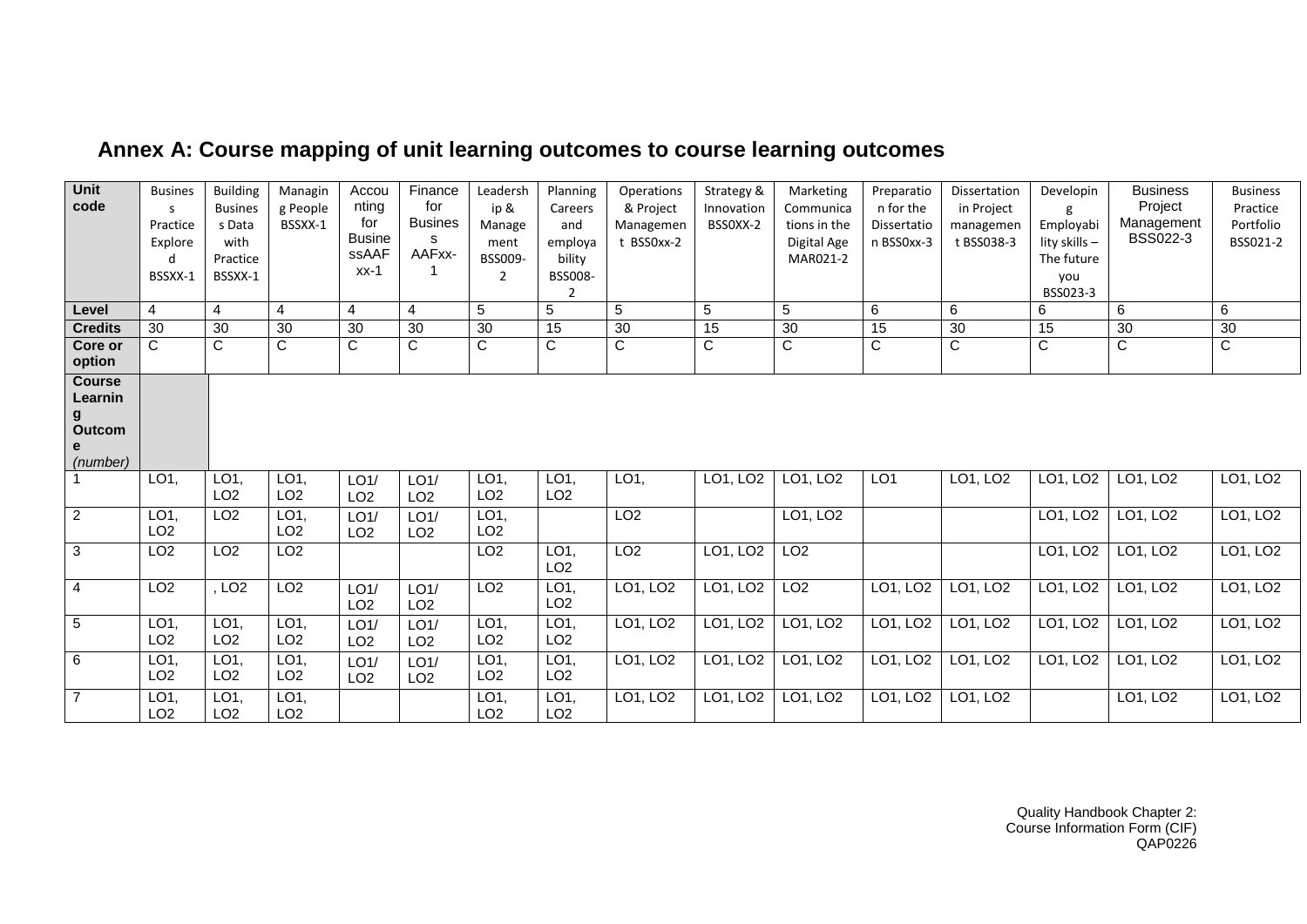## Annex A: Course mapping of unit learning outcomes to course learning outcomes

| Unit code | Business Practice Explored BSSXX-1 | Building Business Data with Practice BSSXX-1 | Managing People BSSXX-1 | Accounting for BusinessAAFxx-1 | Finance for Business AAFxx-1 | Leadership & Management BSS009-2 | Planning Careers and employability BSS008-2 | Operations & Project Management BSS0xx-2 | Strategy & Innovation BSS0XX-2 | Marketing Communications in the Digital Age MAR021-2 | Preparation for the Dissertation BSS0xx-3 | Dissertation in Project management BSS038-3 | Developing Employability skills – The future you BSS023-3 | Business Project Management BSS022-3 | Business Practice Portfolio BSS021-2 |
|---|---|---|---|---|---|---|---|---|---|---|---|---|---|---|---|
| **Level** | 4 | 4 | 4 | 4 | 4 | 5 | 5 | 5 | 5 | 5 | 6 | 6 | 6 | 6 | 6 |
| **Credits** | 30 | 30 | 30 | 30 | 30 | 30 | 15 | 30 | 15 | 30 | 15 | 30 | 15 | 30 | 30 |
| **Core or option** | C | C | C | C | C | C | C | C | C | C | C | C | C | C | C |
| **Course Learning Outcome** *(number)* | | | | | | | | | | | | | | | |
| 1 | LO1, | LO1, LO2 | LO1, LO2 | LO1/ LO2 | LO1/ LO2 | LO1, LO2 | LO1, LO2 | LO1, | LO1, LO2 | LO1, LO2 | LO1 | LO1, LO2 | LO1, LO2 | LO1, LO2 | LO1, LO2 |
| 2 | LO1, LO2 | LO2 | LO1, LO2 | LO1/ LO2 | LO1/ LO2 | LO1, LO2 | | LO2 | | LO1, LO2 | | | LO1, LO2 | LO1, LO2 | LO1, LO2 |
| 3 | LO2 | LO2 | LO2 | | | LO2 | LO1, LO2 | LO2 | LO1, LO2 | LO2 | | | LO1, LO2 | LO1, LO2 | LO1, LO2 |
| 4 | LO2 | , LO2 | LO2 | LO1/ LO2 | LO1/ LO2 | LO2 | LO1, LO2 | LO1, LO2 | LO1, LO2 | LO2 | LO1, LO2 | LO1, LO2 | LO1, LO2 | LO1, LO2 | LO1, LO2 |
| 5 | LO1, LO2 | LO1, LO2 | LO1, LO2 | LO1/ LO2 | LO1/ LO2 | LO1, LO2 | LO1, LO2 | LO1, LO2 | LO1, LO2 | LO1, LO2 | LO1, LO2 | LO1, LO2 | LO1, LO2 | LO1, LO2 | LO1, LO2 |
| 6 | LO1, LO2 | LO1, LO2 | LO1, LO2 | LO1/ LO2 | LO1/ LO2 | LO1, LO2 | LO1, LO2 | LO1, LO2 | LO1, LO2 | LO1, LO2 | LO1, LO2 | LO1, LO2 | LO1, LO2 | LO1, LO2 | LO1, LO2 |
| 7 | LO1, LO2 | LO1, LO2 | LO1, LO2 | | | LO1, LO2 | LO1, LO2 | LO1, LO2 | LO1, LO2 | LO1, LO2 | LO1, LO2 | LO1, LO2 | | LO1, LO2 | LO1, LO2 |

Quality Handbook Chapter 2: Course Information Form (CIF) QAP0226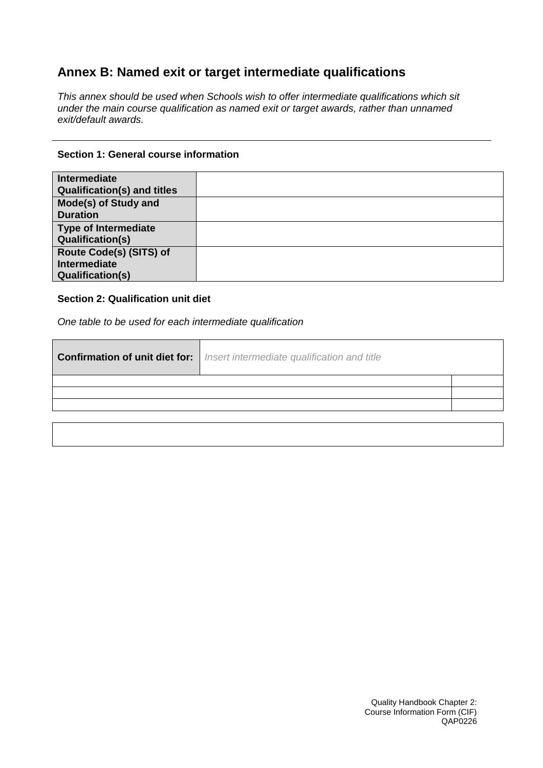## Annex B: Named exit or target intermediate qualifications

*This annex should be used when Schools wish to offer intermediate qualifications which sit under the main course qualification as named exit or target awards, rather than unnamed exit/default awards.*

---

**Section 1: General course information**

| | |
|---|---|
| **Intermediate Qualification(s) and titles** | |
| **Mode(s) of Study and Duration** | |
| **Type of Intermediate Qualification(s)** | |
| **Route Code(s) (SITS) of Intermediate Qualification(s)** | |

**Section 2: Qualification unit diet**

*One table to be used for each intermediate qualification*

| **Confirmation of unit diet for:** | *Insert intermediate qualification and title* |
|---|---|
| | |
| | |
| | |

| |
|---|
| |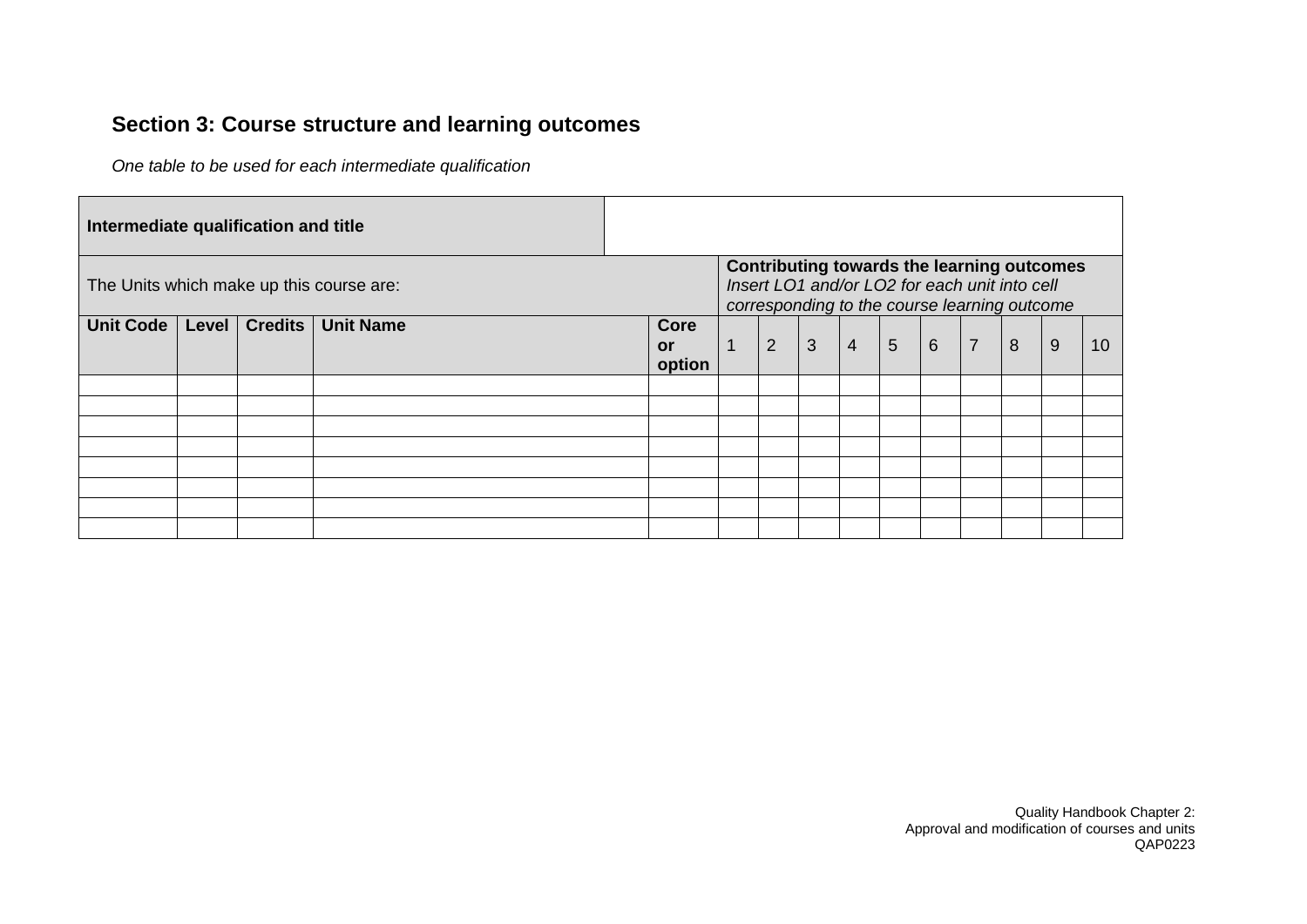## Section 3: Course structure and learning outcomes

*One table to be used for each intermediate qualification*

| **Intermediate qualification and title** | | | | | | | | | | | | | | |
|---|---|---|---|---|---|---|---|---|---|---|---|---|---|---|
| The Units which make up this course are: | | | | | **Contributing towards the learning outcomes** *Insert LO1 and/or LO2 for each unit into cell corresponding to the course learning outcome* | | | | | | | | | |
| **Unit Code** | **Level** | **Credits** | **Unit Name** | **Core or option** | 1 | 2 | 3 | 4 | 5 | 6 | 7 | 8 | 9 | 10 |
| | | | | | | | | | | | | | | |
| | | | | | | | | | | | | | | |
| | | | | | | | | | | | | | | |
| | | | | | | | | | | | | | | |
| | | | | | | | | | | | | | | |
| | | | | | | | | | | | | | | |
| | | | | | | | | | | | | | | |
| | | | | | | | | | | | | | | |

Quality Handbook Chapter 2:
Approval and modification of courses and units
QAP0223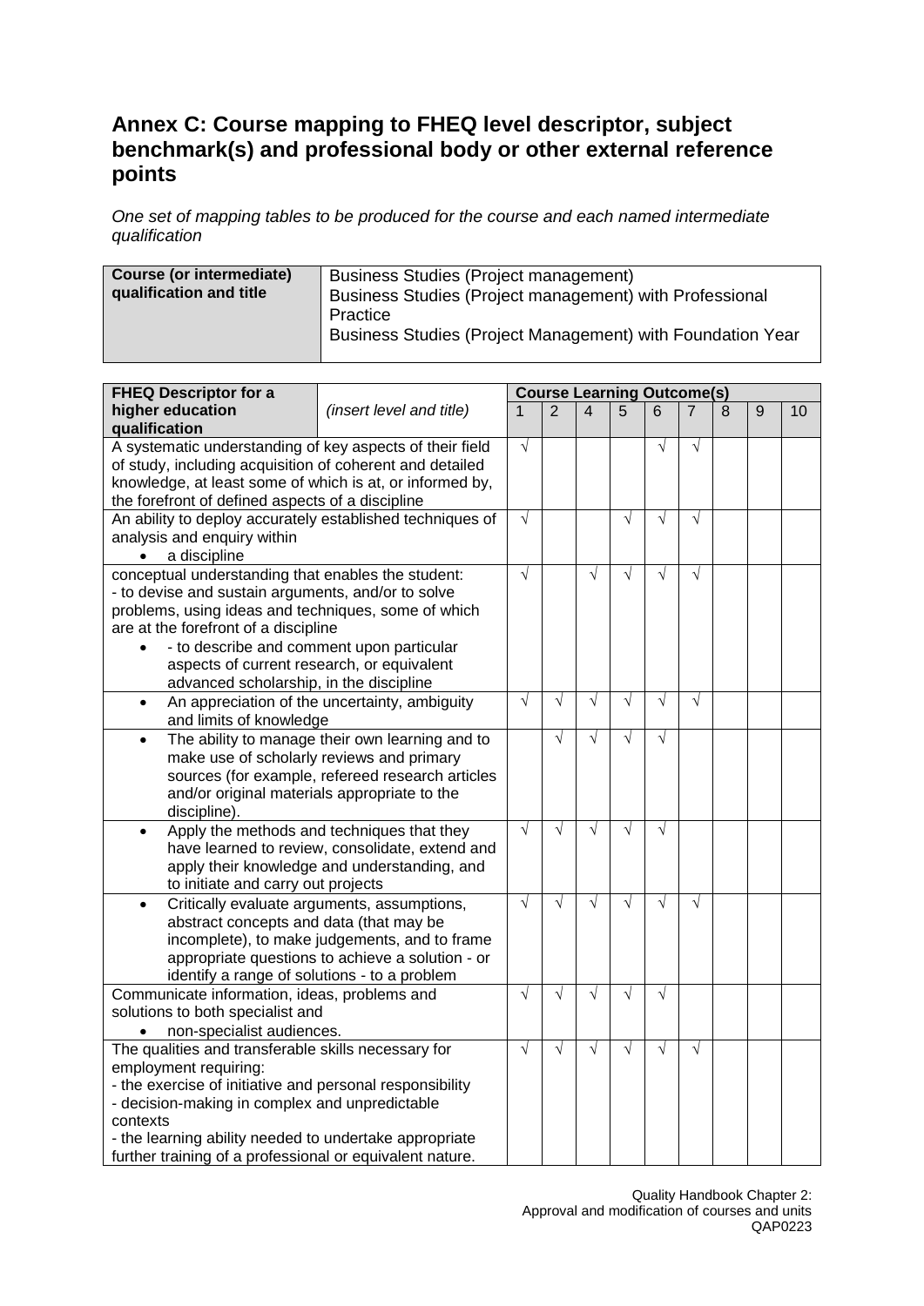## Annex C: Course mapping to FHEQ level descriptor, subject benchmark(s) and professional body or other external reference points

*One set of mapping tables to be produced for the course and each named intermediate qualification*

| **Course (or intermediate) qualification and title** | Business Studies (Project management)<br>Business Studies (Project management) with Professional Practice<br>Business Studies (Project Management) with Foundation Year |
|---|---|

| **FHEQ Descriptor for a higher education qualification** | *(insert level and title)* | **Course Learning Outcome(s)** | | | | | | | | |
|---|---|---|---|---|---|---|---|---|---|---|
| | | 1 | 2 | 4 | 5 | 6 | 7 | 8 | 9 | 10 |
| A systematic understanding of key aspects of their field of study, including acquisition of coherent and detailed knowledge, at least some of which is at, or informed by, the forefront of defined aspects of a discipline | | √ | | | | √ | √ | | | |
| An ability to deploy accurately established techniques of analysis and enquiry within<br>• a discipline | | √ | | | √ | √ | √ | | | |
| conceptual understanding that enables the student:<br>- to devise and sustain arguments, and/or to solve problems, using ideas and techniques, some of which are at the forefront of a discipline<br>• - to describe and comment upon particular aspects of current research, or equivalent advanced scholarship, in the discipline | | √ | | √ | √ | √ | √ | | | |
| • An appreciation of the uncertainty, ambiguity and limits of knowledge | | √ | √ | √ | √ | √ | √ | | | |
| • The ability to manage their own learning and to make use of scholarly reviews and primary sources (for example, refereed research articles and/or original materials appropriate to the discipline). | | | √ | √ | √ | √ | | | | |
| • Apply the methods and techniques that they have learned to review, consolidate, extend and apply their knowledge and understanding, and to initiate and carry out projects | | √ | √ | √ | √ | √ | | | | |
| • Critically evaluate arguments, assumptions, abstract concepts and data (that may be incomplete), to make judgements, and to frame appropriate questions to achieve a solution - or identify a range of solutions - to a problem | | √ | √ | √ | √ | √ | √ | | | |
| Communicate information, ideas, problems and solutions to both specialist and<br>• non-specialist audiences. | | √ | √ | √ | √ | √ | | | | |
| The qualities and transferable skills necessary for employment requiring:<br>- the exercise of initiative and personal responsibility<br>- decision-making in complex and unpredictable contexts<br>- the learning ability needed to undertake appropriate further training of a professional or equivalent nature. | | √ | √ | √ | √ | √ | √ | | | |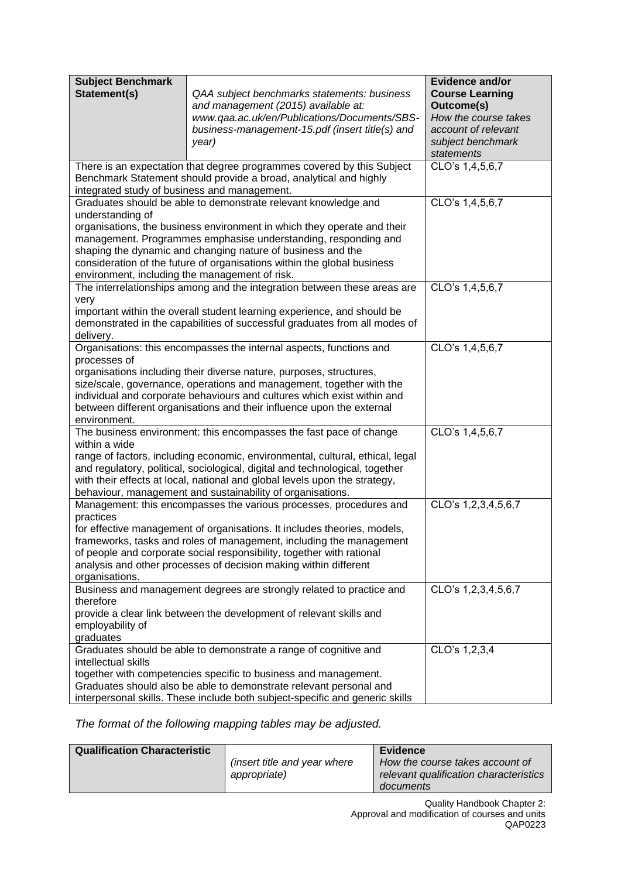| Subject Benchmark Statement(s) | *QAA subject benchmarks statements: business and management (2015) available at: www.qaa.ac.uk/en/Publications/Documents/SBS-business-management-15.pdf (insert title(s) and year)* | **Evidence and/or Course Learning Outcome(s)** *How the course takes account of relevant subject benchmark statements* |
|---|---|---|
| There is an expectation that degree programmes covered by this Subject Benchmark Statement should provide a broad, analytical and highly integrated study of business and management. | | CLO's 1,4,5,6,7 |
| Graduates should be able to demonstrate relevant knowledge and understanding of organisations, the business environment in which they operate and their management. Programmes emphasise understanding, responding and shaping the dynamic and changing nature of business and the consideration of the future of organisations within the global business environment, including the management of risk. | | CLO's 1,4,5,6,7 |
| The interrelationships among and the integration between these areas are very important within the overall student learning experience, and should be demonstrated in the capabilities of successful graduates from all modes of delivery. | | CLO's 1,4,5,6,7 |
| Organisations: this encompasses the internal aspects, functions and processes of organisations including their diverse nature, purposes, structures, size/scale, governance, operations and management, together with the individual and corporate behaviours and cultures which exist within and between different organisations and their influence upon the external environment. | | CLO's 1,4,5,6,7 |
| The business environment: this encompasses the fast pace of change within a wide range of factors, including economic, environmental, cultural, ethical, legal and regulatory, political, sociological, digital and technological, together with their effects at local, national and global levels upon the strategy, behaviour, management and sustainability of organisations. | | CLO's 1,4,5,6,7 |
| Management: this encompasses the various processes, procedures and practices for effective management of organisations. It includes theories, models, frameworks, tasks and roles of management, including the management of people and corporate social responsibility, together with rational analysis and other processes of decision making within different organisations. | | CLO's 1,2,3,4,5,6,7 |
| Business and management degrees are strongly related to practice and therefore provide a clear link between the development of relevant skills and employability of graduates | | CLO's 1,2,3,4,5,6,7 |
| Graduates should be able to demonstrate a range of cognitive and intellectual skills together with competencies specific to business and management. Graduates should also be able to demonstrate relevant personal and interpersonal skills. These include both subject-specific and generic skills | | CLO's 1,2,3,4 |

*The format of the following mapping tables may be adjusted.*

| Qualification Characteristic | *(insert title and year where appropriate)* | **Evidence** *How the course takes account of relevant qualification characteristics documents* |
|---|---|---|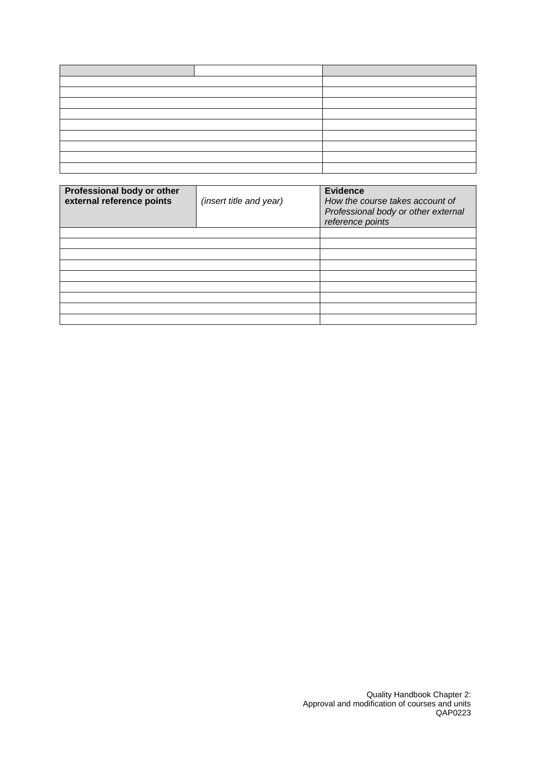| | | |
|---|---|---|
| | | |
| | | |
| | | |
| | | |
| | | |
| | | |
| | | |
| | | |
| | | |

| **Professional body or other external reference points** | *(insert title and year)* | **Evidence** *How the course takes account of Professional body or other external reference points* |
|---|---|---|
| | | |
| | | |
| | | |
| | | |
| | | |
| | | |
| | | |
| | | |
| | | |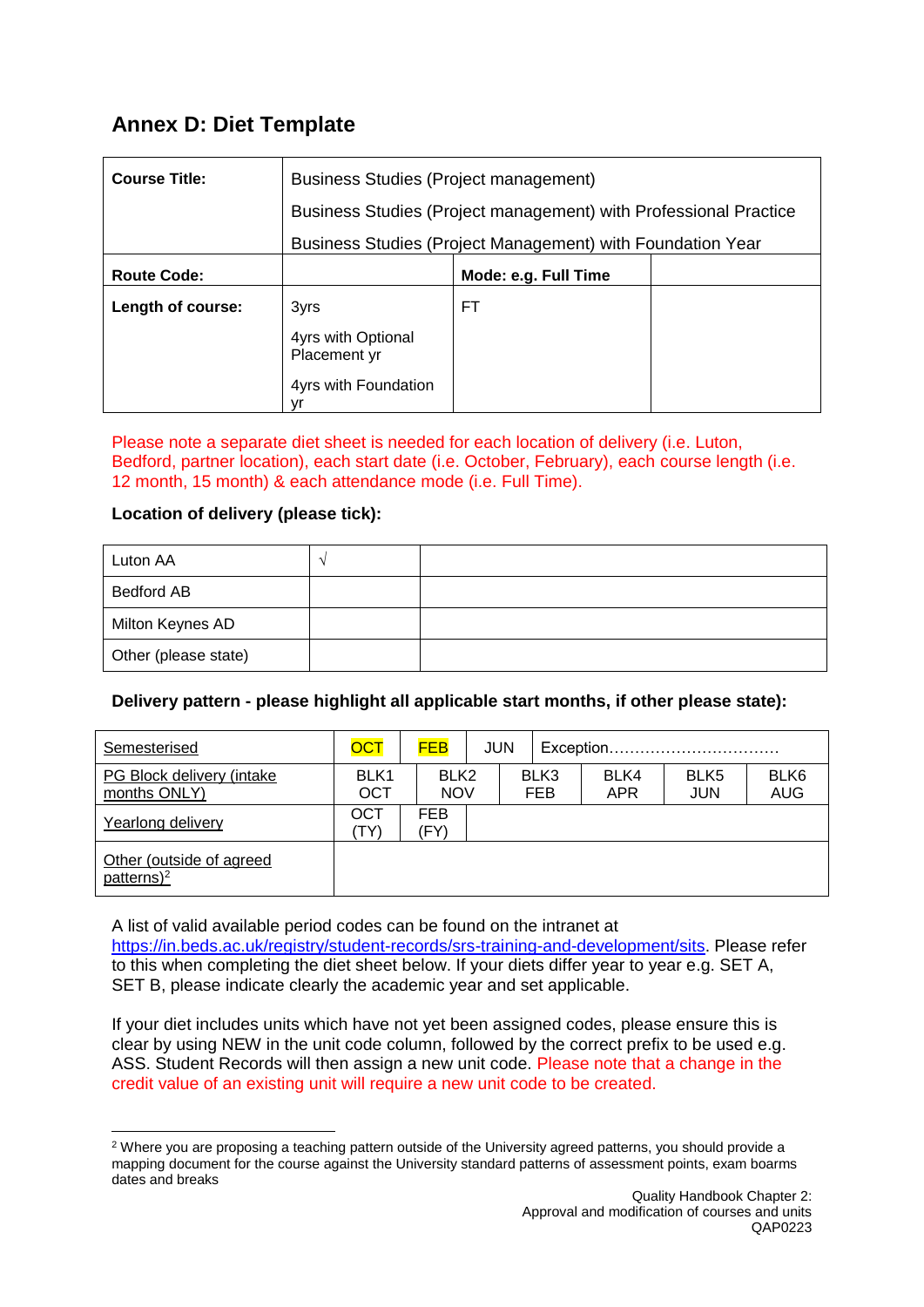## Annex D: Diet Template

| **Course Title:** | Business Studies (Project management)<br>Business Studies (Project management) with Professional Practice<br>Business Studies (Project Management) with Foundation Year | | |
|---|---|---|---|
| **Route Code:** | | **Mode: e.g. Full Time** | |
| **Length of course:** | 3yrs<br>4yrs with Optional Placement yr<br>4yrs with Foundation yr | FT | |

Please note a separate diet sheet is needed for each location of delivery (i.e. Luton, Bedford, partner location), each start date (i.e. October, February), each course length (i.e. 12 month, 15 month) & each attendance mode (i.e. Full Time).

**Location of delivery (please tick):**

| | | |
|---|---|---|
| Luton AA | √ | |
| Bedford AB | | |
| Milton Keynes AD | | |
| Other (please state) | | |

**Delivery pattern - please highlight all applicable start months, if other please state):**

| | | | | | | |
|---|---|---|---|---|---|---|
| Semesterised | OCT | FEB | JUN | Exception……………………………. | | |
| PG Block delivery (intake months ONLY) | BLK1 OCT | BLK2 NOV | BLK3 FEB | BLK4 APR | BLK5 JUN | BLK6 AUG |
| Yearlong delivery | OCT (TY) | FEB (FY) | | | | |
| Other (outside of agreed patterns)[2] | | | | | | |

A list of valid available period codes can be found on the intranet at https://in.beds.ac.uk/registry/student-records/srs-training-and-development/sits. Please refer to this when completing the diet sheet below. If your diets differ year to year e.g. SET A, SET B, please indicate clearly the academic year and set applicable.

If your diet includes units which have not yet been assigned codes, please ensure this is clear by using NEW in the unit code column, followed by the correct prefix to be used e.g. ASS. Student Records will then assign a new unit code. Please note that a change in the credit value of an existing unit will require a new unit code to be created.

[2] Where you are proposing a teaching pattern outside of the University agreed patterns, you should provide a mapping document for the course against the University standard patterns of assessment points, exam boarms dates and breaks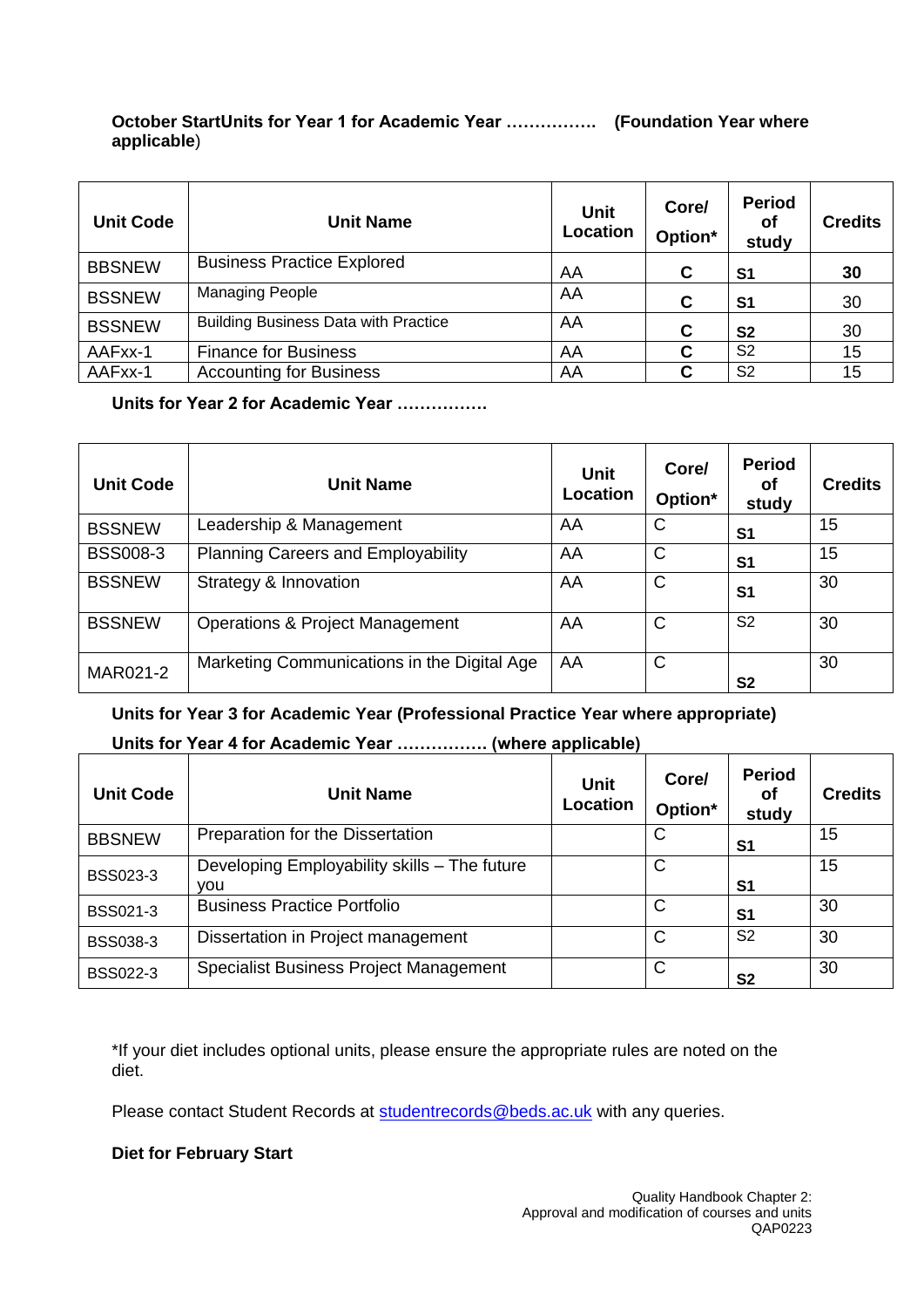**October StartUnits for Year 1 for Academic Year ……………. (Foundation Year where applicable**)

| Unit Code | Unit Name | Unit Location | Core/ Option* | Period of study | Credits |
|---|---|---|---|---|---|
| BBSNEW | Business Practice Explored | AA | **C** | **S1** | **30** |
| BSSNEW | Managing People | AA | **C** | **S1** | 30 |
| BSSNEW | Building Business Data with Practice | AA | **C** | **S2** | 30 |
| AAFxx-1 | Finance for Business | AA | **C** | S2 | 15 |
| AAFxx-1 | Accounting for Business | AA | **C** | S2 | 15 |

**Units for Year 2 for Academic Year …………….**

| Unit Code | Unit Name | Unit Location | Core/ Option* | Period of study | Credits |
|---|---|---|---|---|---|
| BSSNEW | Leadership & Management | AA | C | **S1** | 15 |
| BSS008-3 | Planning Careers and Employability | AA | C | **S1** | 15 |
| BSSNEW | Strategy & Innovation | AA | C | **S1** | 30 |
| BSSNEW | Operations & Project Management | AA | C | S2 | 30 |
| MAR021-2 | Marketing Communications in the Digital Age | AA | C | **S2** | 30 |

**Units for Year 3 for Academic Year (Professional Practice Year where appropriate)**

**Units for Year 4 for Academic Year ……………. (where applicable)**

| Unit Code | Unit Name | Unit Location | Core/ Option* | Period of study | Credits |
|---|---|---|---|---|---|
| BBSNEW | Preparation for the Dissertation | | C | **S1** | 15 |
| BSS023-3 | Developing Employability skills – The future you | | C | **S1** | 15 |
| BSS021-3 | Business Practice Portfolio | | C | **S1** | 30 |
| BSS038-3 | Dissertation in Project management | | C | S2 | 30 |
| BSS022-3 | Specialist Business Project Management | | C | **S2** | 30 |

*If your diet includes optional units, please ensure the appropriate rules are noted on the diet.

Please contact Student Records at studentrecords@beds.ac.uk with any queries.

**Diet for February Start**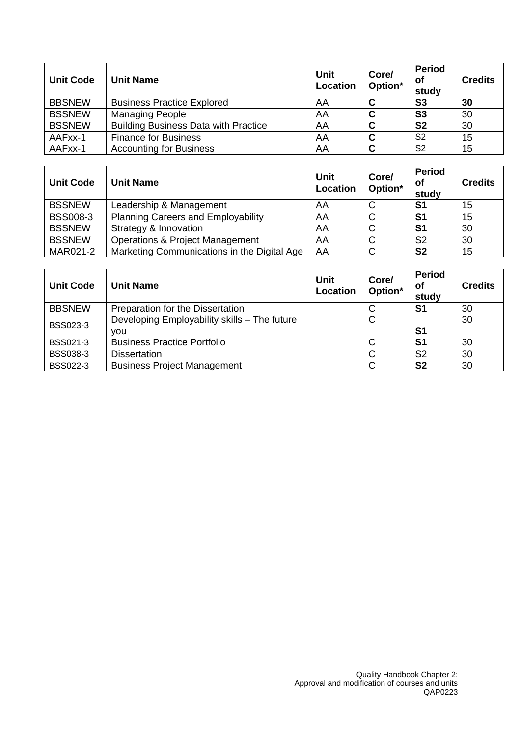| Unit Code | Unit Name | Unit Location | Core/ Option* | Period of study | Credits |
|---|---|---|---|---|---|
| BBSNEW | Business Practice Explored | AA | **C** | **S3** | **30** |
| BSSNEW | Managing People | AA | **C** | **S3** | 30 |
| BSSNEW | Building Business Data with Practice | AA | **C** | **S2** | 30 |
| AAFxx-1 | Finance for Business | AA | **C** | S2 | 15 |
| AAFxx-1 | Accounting for Business | AA | **C** | S2 | 15 |

| Unit Code | Unit Name | Unit Location | Core/ Option* | Period of study | Credits |
|---|---|---|---|---|---|
| BSSNEW | Leadership & Management | AA | C | **S1** | 15 |
| BSS008-3 | Planning Careers and Employability | AA | C | **S1** | 15 |
| BSSNEW | Strategy & Innovation | AA | C | **S1** | 30 |
| BSSNEW | Operations & Project Management | AA | C | S2 | 30 |
| MAR021-2 | Marketing Communications in the Digital Age | AA | C | **S2** | 15 |

| Unit Code | Unit Name | Unit Location | Core/ Option* | Period of study | Credits |
|---|---|---|---|---|---|
| BBSNEW | Preparation for the Dissertation | | C | **S1** | 30 |
| BSS023-3 | Developing Employability skills – The future you | | C | **S1** | 30 |
| BSS021-3 | Business Practice Portfolio | | C | **S1** | 30 |
| BSS038-3 | Dissertation | | C | S2 | 30 |
| BSS022-3 | Business Project Management | | C | **S2** | 30 |